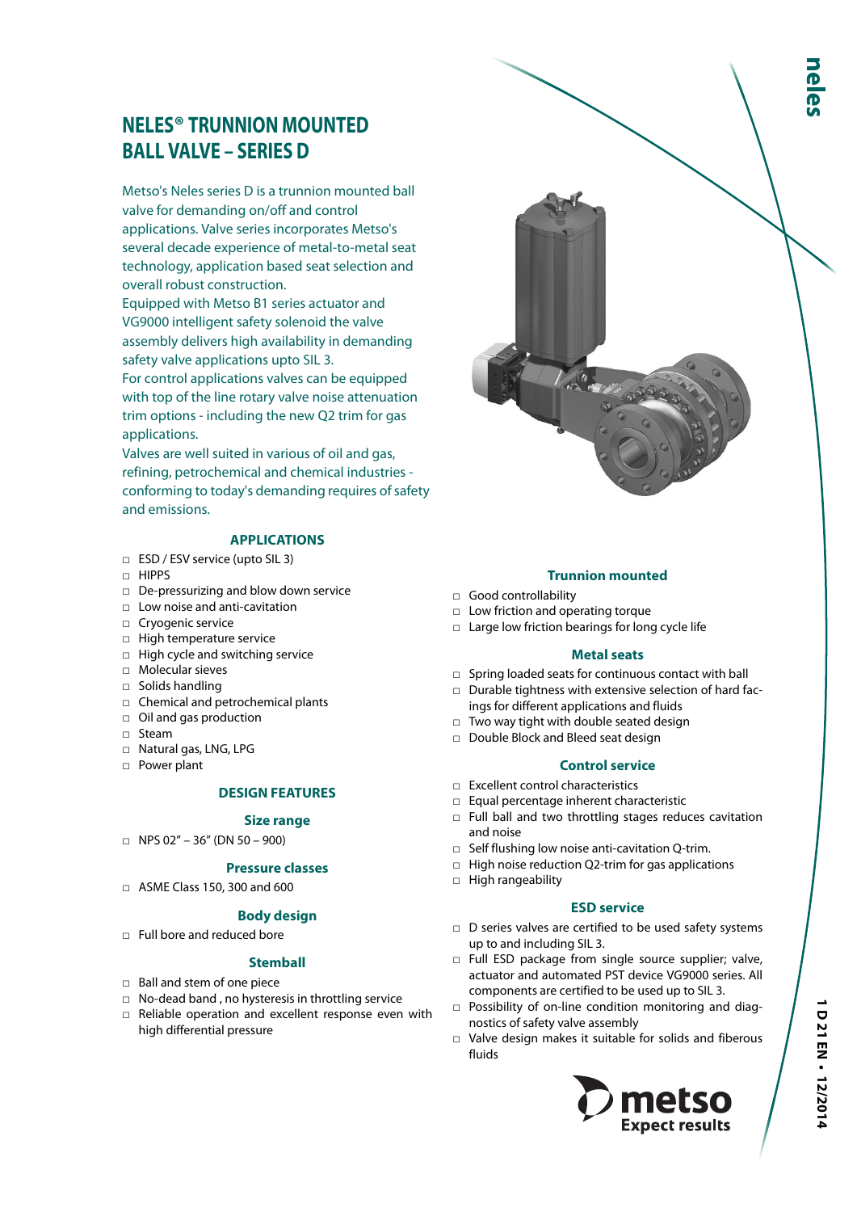# NELES® TRUNNION MOUNTED BALL VALVE – SERIES D

Metso's Neles series D is a trunnion mounted ball valve for demanding on/off and control applications. Valve series incorporates Metso's several decade experience of metal-to-metal seat technology, application based seat selection and overall robust construction.

Equipped with Metso B1 series actuator and VG9000 intelligent safety solenoid the valve assembly delivers high availability in demanding safety valve applications upto SIL 3.

For control applications valves can be equipped with top of the line rotary valve noise attenuation trim options - including the new Q2 trim for gas applications.

Valves are well suited in various of oil and gas, refining, petrochemical and chemical industries - conforming to today's demanding requires of safety and emissions.

## APPLICATIONS

- ESD / ESV service (upto SIL 3)
- HIPPS
- De-pressurizing and blow down service
- Low noise and anti-cavitation
- Cryogenic service
- High temperature service
- High cycle and switching service
- Molecular sieves
- Solids handling
- Chemical and petrochemical plants
- Oil and gas production
- Steam
- Natural gas, LNG, LPG
- Power plant

## DESIGN FEATURES

### Size range

- NPS 02" – 36" (DN 50 – 900)

### Pressure classes

- ASME Class 150, 300 and 600

### Body design

- Full bore and reduced bore

### Stemball

- Ball and stem of one piece
- No-dead band , no hysteresis in throttling service
- Reliable operation and excellent response even with high differential pressure

### Trunnion mounted

- Good controllability
- Low friction and operating torque
- Large low friction bearings for long cycle life

### Metal seats

- Spring loaded seats for continuous contact with ball
- Durable tightness with extensive selection of hard facings for different applications and fluids
- Two way tight with double seated design
- Double Block and Bleed seat design

### Control service

- Excellent control characteristics
- Equal percentage inherent characteristic
- Full ball and two throttling stages reduces cavitation and noise
- Self flushing low noise anti-cavitation Q-trim.
- High noise reduction Q2-trim for gas applications
- High rangeability

### ESD service

- D series valves are certified to be used safety systems up to and including SIL 3.
- Full ESD package from single source supplier; valve, actuator and automated PST device VG9000 series. All components are certified to be used up to SIL 3.
- Possibility of on-line condition monitoring and diagnostics of safety valve assembly
- Valve design makes it suitable for solids and fiberous fluids

metso
Expect results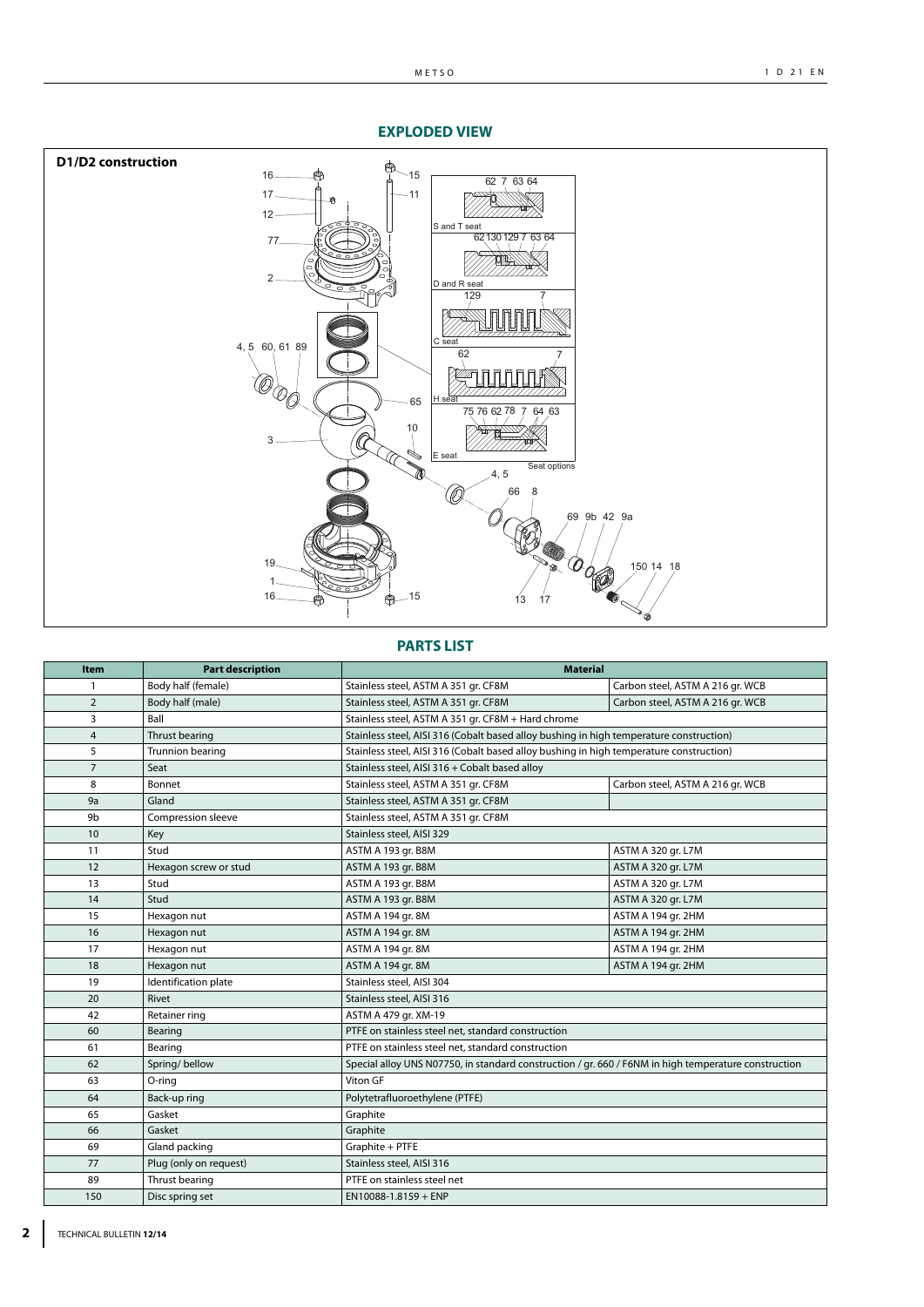## EXPLODED VIEW

**D1/D2 construction**

Seat options: S and T seat, D and R seat, C seat, H seat, E seat

## PARTS LIST

| Item | Part description | Material | |
|---|---|---|---|
| 1 | Body half (female) | Stainless steel, ASTM A 351 gr. CF8M | Carbon steel, ASTM A 216 gr. WCB |
| 2 | Body half (male) | Stainless steel, ASTM A 351 gr. CF8M | Carbon steel, ASTM A 216 gr. WCB |
| 3 | Ball | Stainless steel, ASTM A 351 gr. CF8M + Hard chrome | |
| 4 | Thrust bearing | Stainless steel, AISI 316 (Cobalt based alloy bushing in high temperature construction) | |
| 5 | Trunnion bearing | Stainless steel, AISI 316 (Cobalt based alloy bushing in high temperature construction) | |
| 7 | Seat | Stainless steel, AISI 316 + Cobalt based alloy | |
| 8 | Bonnet | Stainless steel, ASTM A 351 gr. CF8M | Carbon steel, ASTM A 216 gr. WCB |
| 9a | Gland | Stainless steel, ASTM A 351 gr. CF8M | |
| 9b | Compression sleeve | Stainless steel, ASTM A 351 gr. CF8M | |
| 10 | Key | Stainless steel, AISI 329 | |
| 11 | Stud | ASTM A 193 gr. B8M | ASTM A 320 gr. L7M |
| 12 | Hexagon screw or stud | ASTM A 193 gr. B8M | ASTM A 320 gr. L7M |
| 13 | Stud | ASTM A 193 gr. B8M | ASTM A 320 gr. L7M |
| 14 | Stud | ASTM A 193 gr. B8M | ASTM A 320 gr. L7M |
| 15 | Hexagon nut | ASTM A 194 gr. 8M | ASTM A 194 gr. 2HM |
| 16 | Hexagon nut | ASTM A 194 gr. 8M | ASTM A 194 gr. 2HM |
| 17 | Hexagon nut | ASTM A 194 gr. 8M | ASTM A 194 gr. 2HM |
| 18 | Hexagon nut | ASTM A 194 gr. 8M | ASTM A 194 gr. 2HM |
| 19 | Identification plate | Stainless steel, AISI 304 | |
| 20 | Rivet | Stainless steel, AISI 316 | |
| 42 | Retainer ring | ASTM A 479 gr. XM-19 | |
| 60 | Bearing | PTFE on stainless steel net, standard construction | |
| 61 | Bearing | PTFE on stainless steel net, standard construction | |
| 62 | Spring/ bellow | Special alloy UNS N07750, in standard construction / gr. 660 / F6NM in high temperature construction | |
| 63 | O-ring | Viton GF | |
| 64 | Back-up ring | Polytetrafluoroethylene (PTFE) | |
| 65 | Gasket | Graphite | |
| 66 | Gasket | Graphite | |
| 69 | Gland packing | Graphite + PTFE | |
| 77 | Plug (only on request) | Stainless steel, AISI 316 | |
| 89 | Thrust bearing | PTFE on stainless steel net | |
| 150 | Disc spring set | EN10088-1.8159 + ENP | |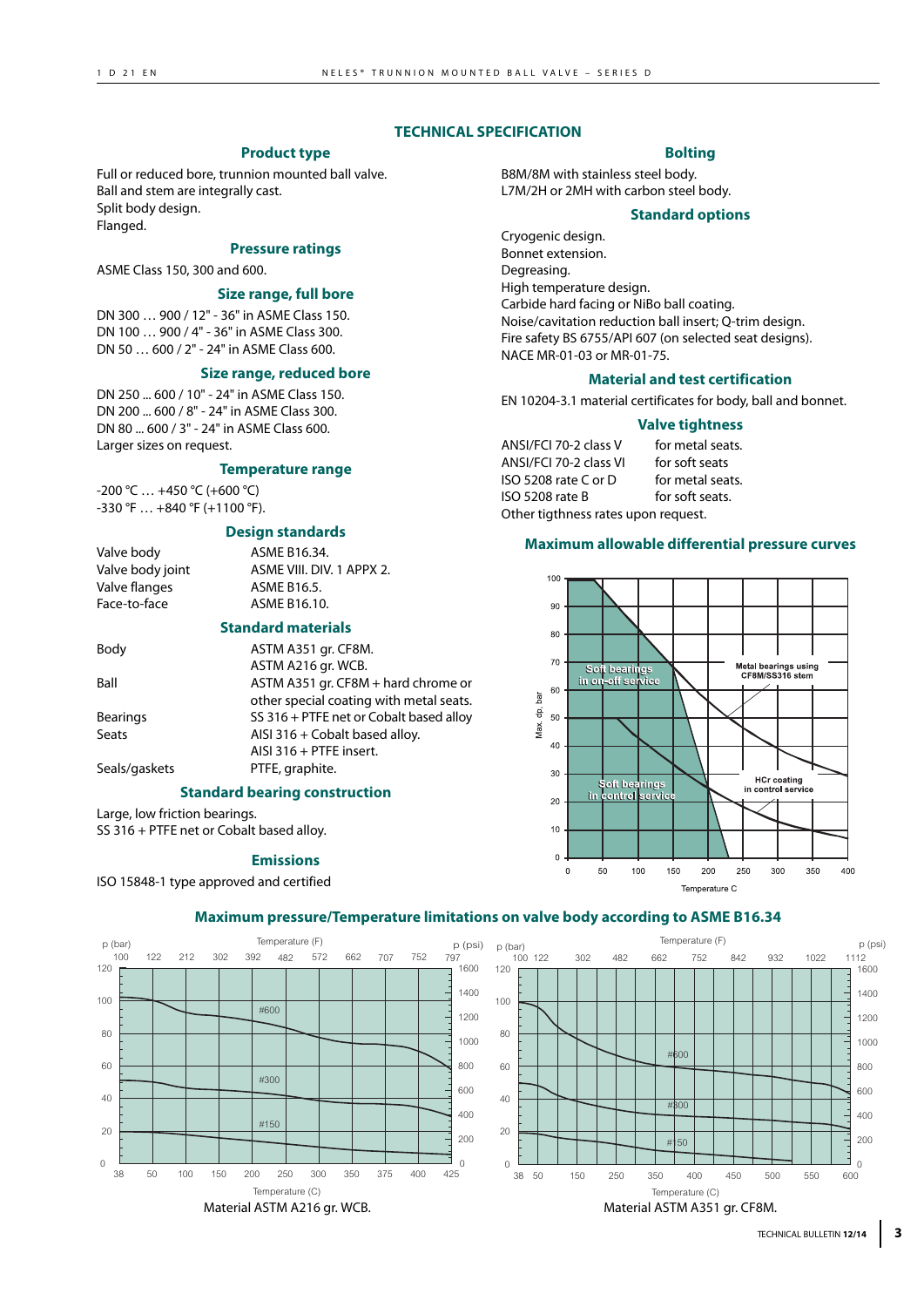# TECHNICAL SPECIFICATION

## Product type

Full or reduced bore, trunnion mounted ball valve.
Ball and stem are integrally cast.
Split body design.
Flanged.

## Pressure ratings

ASME Class 150, 300 and 600.

## Size range, full bore

DN 300 … 900 / 12" - 36" in ASME Class 150.
DN 100 … 900 / 4" - 36" in ASME Class 300.
DN 50 … 600 / 2" - 24" in ASME Class 600.

## Size range, reduced bore

DN 250 ... 600 / 10" - 24" in ASME Class 150.
DN 200 ... 600 / 8" - 24" in ASME Class 300.
DN 80 ... 600 / 3" - 24" in ASME Class 600.
Larger sizes on request.

## Temperature range

-200 °C … +450 °C (+600 °C)
-330 °F … +840 °F (+1100 °F).

## Design standards

| | |
|---|---|
| Valve body | ASME B16.34. |
| Valve body joint | ASME VIII. DIV. 1 APPX 2. |
| Valve flanges | ASME B16.5. |
| Face-to-face | ASME B16.10. |

## Standard materials

| | |
|---|---|
| Body | ASTM A351 gr. CF8M. ASTM A216 gr. WCB. |
| Ball | ASTM A351 gr. CF8M + hard chrome or other special coating with metal seats. |
| Bearings | SS 316 + PTFE net or Cobalt based alloy |
| Seats | AISI 316 + Cobalt based alloy. AISI 316 + PTFE insert. |
| Seals/gaskets | PTFE, graphite. |

## Standard bearing construction

Large, low friction bearings.
SS 316 + PTFE net or Cobalt based alloy.

## Emissions

ISO 15848-1 type approved and certified

## Bolting

B8M/8M with stainless steel body.
L7M/2H or 2MH with carbon steel body.

## Standard options

Cryogenic design.
Bonnet extension.
Degreasing.
High temperature design.
Carbide hard facing or NiBo ball coating.
Noise/cavitation reduction ball insert; Q-trim design.
Fire safety BS 6755/API 607 (on selected seat designs).
NACE MR-01-03 or MR-01-75.

## Material and test certification

EN 10204-3.1 material certificates for body, ball and bonnet.

## Valve tightness

| | |
|---|---|
| ANSI/FCI 70-2 class V | for metal seats. |
| ANSI/FCI 70-2 class VI | for soft seats |
| ISO 5208 rate C or D | for metal seats. |
| ISO 5208 rate B | for soft seats. |

Other tigthness rates upon request.

## Maximum allowable differential pressure curves

## Maximum pressure/Temperature limitations on valve body according to ASME B16.34

Material ASTM A216 gr. WCB.

Material ASTM A351 gr. CF8M.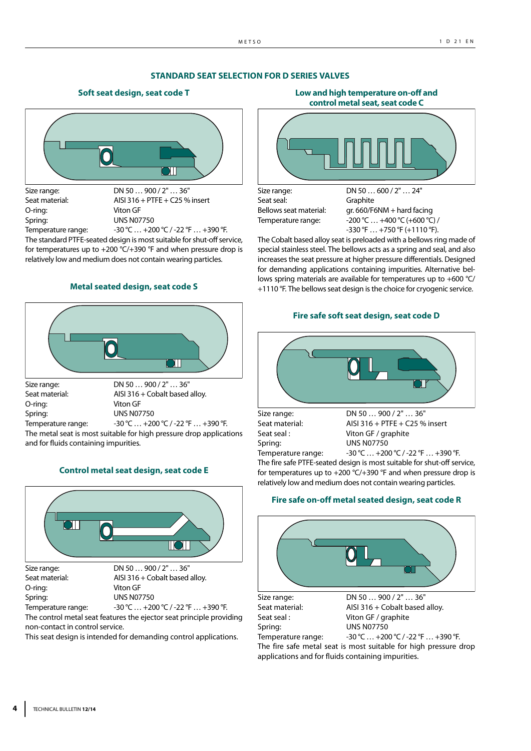## STANDARD SEAT SELECTION FOR D SERIES VALVES

### Soft seat design, seat code T

| | |
|---|---|
| Size range: | DN 50 … 900 / 2" … 36" |
| Seat material: | AISI 316 + PTFE + C25 % insert |
| O-ring: | Viton GF |
| Spring: | UNS N07750 |
| Temperature range: | -30 °C … +200 °C / -22 °F … +390 °F. |

The standard PTFE-seated design is most suitable for shut-off service, for temperatures up to +200 °C/+390 °F and when pressure drop is relatively low and medium does not contain wearing particles.

### Metal seated design, seat code S

| | |
|---|---|
| Size range: | DN 50 … 900 / 2" … 36" |
| Seat material: | AISI 316 + Cobalt based alloy. |
| O-ring: | Viton GF |
| Spring: | UNS N07750 |
| Temperature range: | -30 °C … +200 °C / -22 °F … +390 °F. |

The metal seat is most suitable for high pressure drop applications and for fluids containing impurities.

### Control metal seat design, seat code E

| | |
|---|---|
| Size range: | DN 50 … 900 / 2" … 36" |
| Seat material: | AISI 316 + Cobalt based alloy. |
| O-ring: | Viton GF |
| Spring: | UNS N07750 |
| Temperature range: | -30 °C … +200 °C / -22 °F … +390 °F. |

The control metal seat features the ejector seat principle providing non-contact in control service.

This seat design is intended for demanding control applications.

### Low and high temperature on-off and control metal seat, seat code C

| | |
|---|---|
| Size range: | DN 50 … 600 / 2" … 24" |
| Seat seal: | Graphite |
| Bellows seat material: | gr. 660/F6NM + hard facing |
| Temperature range: | -200 °C … +400 °C (+600 °C) / -330 °F … +750 °F (+1110 °F). |

The Cobalt based alloy seat is preloaded with a bellows ring made of special stainless steel. The bellows acts as a spring and seal, and also increases the seat pressure at higher pressure differentials. Designed for demanding applications containing impurities. Alternative bellows spring materials are available for temperatures up to +600 °C/ +1110 °F. The bellows seat design is the choice for cryogenic service.

### Fire safe soft seat design, seat code D

| | |
|---|---|
| Size range: | DN 50 … 900 / 2" … 36" |
| Seat material: | AISI 316 + PTFE + C25 % insert |
| Seat seal : | Viton GF / graphite |
| Spring: | UNS N07750 |
| Temperature range: | -30 °C … +200 °C / -22 °F … +390 °F. |

The fire safe PTFE-seated design is most suitable for shut-off service, for temperatures up to +200 °C/+390 °F and when pressure drop is relatively low and medium does not contain wearing particles.

### Fire safe on-off metal seated design, seat code R

| | |
|---|---|
| Size range: | DN 50 … 900 / 2" … 36" |
| Seat material: | AISI 316 + Cobalt based alloy. |
| Seat seal : | Viton GF / graphite |
| Spring: | UNS N07750 |
| Temperature range: | -30 °C … +200 °C / -22 °F … +390 °F. |

The fire safe metal seat is most suitable for high pressure drop applications and for fluids containing impurities.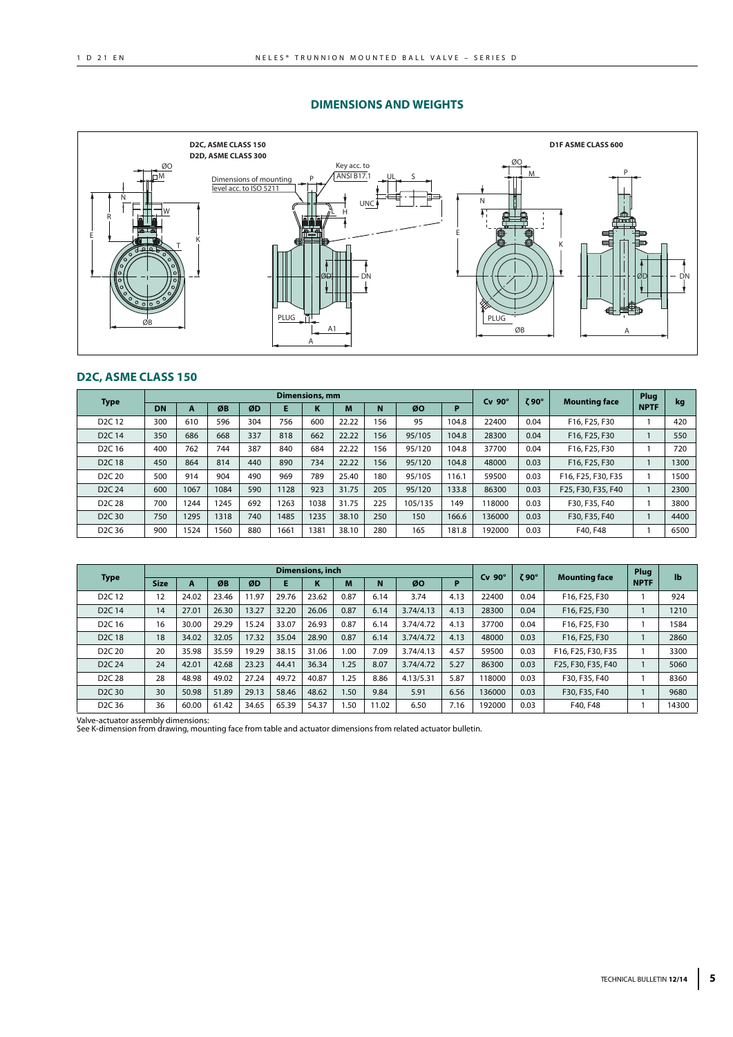## DIMENSIONS AND WEIGHTS

D2C, ASME CLASS 150
D2D, ASME CLASS 300

D1F ASME CLASS 600

### D2C, ASME CLASS 150

| Type | Dimensions, mm | | | | | | | | | | Cv 90° | ζ 90° | Mounting face | Plug NPTF | kg |
|---|---|---|---|---|---|---|---|---|---|---|---|---|---|---|---|
| | DN | A | ØB | ØD | E | K | M | N | ØO | P | | | | | |
| D2C 12 | 300 | 610 | 596 | 304 | 756 | 600 | 22.22 | 156 | 95 | 104.8 | 22400 | 0.04 | F16, F25, F30 | 1 | 420 |
| D2C 14 | 350 | 686 | 668 | 337 | 818 | 662 | 22.22 | 156 | 95/105 | 104.8 | 28300 | 0.04 | F16, F25, F30 | 1 | 550 |
| D2C 16 | 400 | 762 | 744 | 387 | 840 | 684 | 22.22 | 156 | 95/120 | 104.8 | 37700 | 0.04 | F16, F25, F30 | 1 | 720 |
| D2C 18 | 450 | 864 | 814 | 440 | 890 | 734 | 22.22 | 156 | 95/120 | 104.8 | 48000 | 0.03 | F16, F25, F30 | 1 | 1300 |
| D2C 20 | 500 | 914 | 904 | 490 | 969 | 789 | 25.40 | 180 | 95/105 | 116.1 | 59500 | 0.03 | F16, F25, F30, F35 | 1 | 1500 |
| D2C 24 | 600 | 1067 | 1084 | 590 | 1128 | 923 | 31.75 | 205 | 95/120 | 133.8 | 86300 | 0.03 | F25, F30, F35, F40 | 1 | 2300 |
| D2C 28 | 700 | 1244 | 1245 | 692 | 1263 | 1038 | 31.75 | 225 | 105/135 | 149 | 118000 | 0.03 | F30, F35, F40 | 1 | 3800 |
| D2C 30 | 750 | 1295 | 1318 | 740 | 1485 | 1235 | 38.10 | 250 | 150 | 166.6 | 136000 | 0.03 | F30, F35, F40 | 1 | 4400 |
| D2C 36 | 900 | 1524 | 1560 | 880 | 1661 | 1381 | 38.10 | 280 | 165 | 181.8 | 192000 | 0.03 | F40, F48 | 1 | 6500 |

| Type | Dimensions, inch | | | | | | | | | | Cv 90° | ζ 90° | Mounting face | Plug NPTF | lb |
|---|---|---|---|---|---|---|---|---|---|---|---|---|---|---|---|
| | Size | A | ØB | ØD | E | K | M | N | ØO | P | | | | | |
| D2C 12 | 12 | 24.02 | 23.46 | 11.97 | 29.76 | 23.62 | 0.87 | 6.14 | 3.74 | 4.13 | 22400 | 0.04 | F16, F25, F30 | 1 | 924 |
| D2C 14 | 14 | 27.01 | 26.30 | 13.27 | 32.20 | 26.06 | 0.87 | 6.14 | 3.74/4.13 | 4.13 | 28300 | 0.04 | F16, F25, F30 | 1 | 1210 |
| D2C 16 | 16 | 30.00 | 29.29 | 15.24 | 33.07 | 26.93 | 0.87 | 6.14 | 3.74/4.72 | 4.13 | 37700 | 0.04 | F16, F25, F30 | 1 | 1584 |
| D2C 18 | 18 | 34.02 | 32.05 | 17.32 | 35.04 | 28.90 | 0.87 | 6.14 | 3.74/4.72 | 4.13 | 48000 | 0.03 | F16, F25, F30 | 1 | 2860 |
| D2C 20 | 20 | 35.98 | 35.59 | 19.29 | 38.15 | 31.06 | 1.00 | 7.09 | 3.74/4.13 | 4.57 | 59500 | 0.03 | F16, F25, F30, F35 | 1 | 3300 |
| D2C 24 | 24 | 42.01 | 42.68 | 23.23 | 44.41 | 36.34 | 1.25 | 8.07 | 3.74/4.72 | 5.27 | 86300 | 0.03 | F25, F30, F35, F40 | 1 | 5060 |
| D2C 28 | 28 | 48.98 | 49.02 | 27.24 | 49.72 | 40.87 | 1.25 | 8.86 | 4.13/5.31 | 5.87 | 118000 | 0.03 | F30, F35, F40 | 1 | 8360 |
| D2C 30 | 30 | 50.98 | 51.89 | 29.13 | 58.46 | 48.62 | 1.50 | 9.84 | 5.91 | 6.56 | 136000 | 0.03 | F30, F35, F40 | 1 | 9680 |
| D2C 36 | 36 | 60.00 | 61.42 | 34.65 | 65.39 | 54.37 | 1.50 | 11.02 | 6.50 | 7.16 | 192000 | 0.03 | F40, F48 | 1 | 14300 |

Valve-actuator assembly dimensions:
See K-dimension from drawing, mounting face from table and actuator dimensions from related actuator bulletin.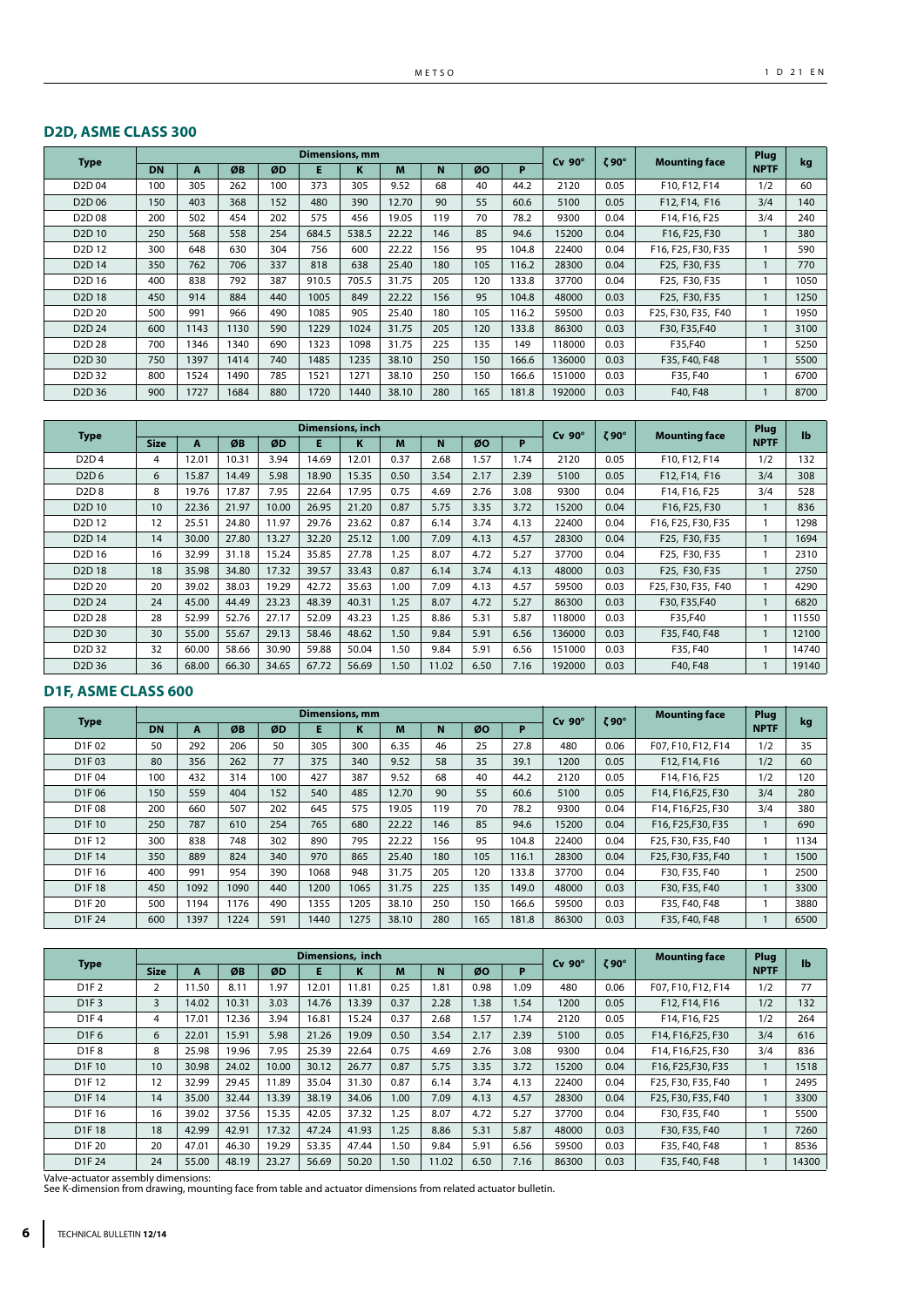## D2D, ASME CLASS 300

| Type | Dimensions, mm | | | | | | | | | | Cv 90° | ζ 90° | Mounting face | Plug | kg |
|---|---|---|---|---|---|---|---|---|---|---|---|---|---|---|---|
| | DN | A | ØB | ØD | E | K | M | N | ØO | P | | | | NPTF | |
| D2D 04 | 100 | 305 | 262 | 100 | 373 | 305 | 9.52 | 68 | 40 | 44.2 | 2120 | 0.05 | F10, F12, F14 | 1/2 | 60 |
| D2D 06 | 150 | 403 | 368 | 152 | 480 | 390 | 12.70 | 90 | 55 | 60.6 | 5100 | 0.05 | F12, F14, F16 | 3/4 | 140 |
| D2D 08 | 200 | 502 | 454 | 202 | 575 | 456 | 19.05 | 119 | 70 | 78.2 | 9300 | 0.04 | F14, F16, F25 | 3/4 | 240 |
| D2D 10 | 250 | 568 | 558 | 254 | 684.5 | 538.5 | 22.22 | 146 | 85 | 94.6 | 15200 | 0.04 | F16, F25, F30 | 1 | 380 |
| D2D 12 | 300 | 648 | 630 | 304 | 756 | 600 | 22.22 | 156 | 95 | 104.8 | 22400 | 0.04 | F16, F25, F30, F35 | 1 | 590 |
| D2D 14 | 350 | 762 | 706 | 337 | 818 | 638 | 25.40 | 180 | 105 | 116.2 | 28300 | 0.04 | F25, F30, F35 | 1 | 770 |
| D2D 16 | 400 | 838 | 792 | 387 | 910.5 | 705.5 | 31.75 | 205 | 120 | 133.8 | 37700 | 0.04 | F25, F30, F35 | 1 | 1050 |
| D2D 18 | 450 | 914 | 884 | 440 | 1005 | 849 | 22.22 | 156 | 95 | 104.8 | 48000 | 0.03 | F25, F30, F35 | 1 | 1250 |
| D2D 20 | 500 | 991 | 966 | 490 | 1085 | 905 | 25.40 | 180 | 105 | 116.2 | 59500 | 0.03 | F25, F30, F35, F40 | 1 | 1950 |
| D2D 24 | 600 | 1143 | 1130 | 590 | 1229 | 1024 | 31.75 | 205 | 120 | 133.8 | 86300 | 0.03 | F30, F35,F40 | 1 | 3100 |
| D2D 28 | 700 | 1346 | 1340 | 690 | 1323 | 1098 | 31.75 | 225 | 135 | 149 | 118000 | 0.03 | F35,F40 | 1 | 5250 |
| D2D 30 | 750 | 1397 | 1414 | 740 | 1485 | 1235 | 38.10 | 250 | 150 | 166.6 | 136000 | 0.03 | F35, F40, F48 | 1 | 5500 |
| D2D 32 | 800 | 1524 | 1490 | 785 | 1521 | 1271 | 38.10 | 250 | 150 | 166.6 | 151000 | 0.03 | F35, F40 | 1 | 6700 |
| D2D 36 | 900 | 1727 | 1684 | 880 | 1720 | 1440 | 38.10 | 280 | 165 | 181.8 | 192000 | 0.03 | F40, F48 | 1 | 8700 |

| Type | Dimensions, inch | | | | | | | | | | Cv 90° | ζ 90° | Mounting face | Plug | lb |
|---|---|---|---|---|---|---|---|---|---|---|---|---|---|---|---|
| | Size | A | ØB | ØD | E | K | M | N | ØO | P | | | | NPTF | |
| D2D 4 | 4 | 12.01 | 10.31 | 3.94 | 14.69 | 12.01 | 0.37 | 2.68 | 1.57 | 1.74 | 2120 | 0.05 | F10, F12, F14 | 1/2 | 132 |
| D2D 6 | 6 | 15.87 | 14.49 | 5.98 | 18.90 | 15.35 | 0.50 | 3.54 | 2.17 | 2.39 | 5100 | 0.05 | F12, F14, F16 | 3/4 | 308 |
| D2D 8 | 8 | 19.76 | 17.87 | 7.95 | 22.64 | 17.95 | 0.75 | 4.69 | 2.76 | 3.08 | 9300 | 0.04 | F14, F16, F25 | 3/4 | 528 |
| D2D 10 | 10 | 22.36 | 21.97 | 10.00 | 26.95 | 21.20 | 0.87 | 5.75 | 3.35 | 3.72 | 15200 | 0.04 | F16, F25, F30 | 1 | 836 |
| D2D 12 | 12 | 25.51 | 24.80 | 11.97 | 29.76 | 23.62 | 0.87 | 6.14 | 3.74 | 4.13 | 22400 | 0.04 | F16, F25, F30, F35 | 1 | 1298 |
| D2D 14 | 14 | 30.00 | 27.80 | 13.27 | 32.20 | 25.12 | 1.00 | 7.09 | 4.13 | 4.57 | 28300 | 0.04 | F25, F30, F35 | 1 | 1694 |
| D2D 16 | 16 | 32.99 | 31.18 | 15.24 | 35.85 | 27.78 | 1.25 | 8.07 | 4.72 | 5.27 | 37700 | 0.04 | F25, F30, F35 | 1 | 2310 |
| D2D 18 | 18 | 35.98 | 34.80 | 17.32 | 39.57 | 33.43 | 0.87 | 6.14 | 3.74 | 4.13 | 48000 | 0.03 | F25, F30, F35 | 1 | 2750 |
| D2D 20 | 20 | 39.02 | 38.03 | 19.29 | 42.72 | 35.63 | 1.00 | 7.09 | 4.13 | 4.57 | 59500 | 0.03 | F25, F30, F35, F40 | 1 | 4290 |
| D2D 24 | 24 | 45.00 | 44.49 | 23.23 | 48.39 | 40.31 | 1.25 | 8.07 | 4.72 | 5.27 | 86300 | 0.03 | F30, F35,F40 | 1 | 6820 |
| D2D 28 | 28 | 52.99 | 52.76 | 27.17 | 52.09 | 43.23 | 1.25 | 8.86 | 5.31 | 5.87 | 118000 | 0.03 | F35,F40 | 1 | 11550 |
| D2D 30 | 30 | 55.00 | 55.67 | 29.13 | 58.46 | 48.62 | 1.50 | 9.84 | 5.91 | 6.56 | 136000 | 0.03 | F35, F40, F48 | 1 | 12100 |
| D2D 32 | 32 | 60.00 | 58.66 | 30.90 | 59.88 | 50.04 | 1.50 | 9.84 | 5.91 | 6.56 | 151000 | 0.03 | F35, F40 | 1 | 14740 |
| D2D 36 | 36 | 68.00 | 66.30 | 34.65 | 67.72 | 56.69 | 1.50 | 11.02 | 6.50 | 7.16 | 192000 | 0.03 | F40, F48 | 1 | 19140 |

## D1F, ASME CLASS 600

| Type | Dimensions, mm | | | | | | | | | | Cv 90° | ζ 90° | Mounting face | Plug | kg |
|---|---|---|---|---|---|---|---|---|---|---|---|---|---|---|---|
| | DN | A | ØB | ØD | E | K | M | N | ØO | P | | | | NPTF | |
| D1F 02 | 50 | 292 | 206 | 50 | 305 | 300 | 6.35 | 46 | 25 | 27.8 | 480 | 0.06 | F07, F10, F12, F14 | 1/2 | 35 |
| D1F 03 | 80 | 356 | 262 | 77 | 375 | 340 | 9.52 | 58 | 35 | 39.1 | 1200 | 0.05 | F12, F14, F16 | 1/2 | 60 |
| D1F 04 | 100 | 432 | 314 | 100 | 427 | 387 | 9.52 | 68 | 40 | 44.2 | 2120 | 0.05 | F14, F16, F25 | 1/2 | 120 |
| D1F 06 | 150 | 559 | 404 | 152 | 540 | 485 | 12.70 | 90 | 55 | 60.6 | 5100 | 0.05 | F14, F16,F25, F30 | 3/4 | 280 |
| D1F 08 | 200 | 660 | 507 | 202 | 645 | 575 | 19.05 | 119 | 70 | 78.2 | 9300 | 0.04 | F14, F16,F25, F30 | 3/4 | 380 |
| D1F 10 | 250 | 787 | 610 | 254 | 765 | 680 | 22.22 | 146 | 85 | 94.6 | 15200 | 0.04 | F16, F25,F30, F35 | 1 | 690 |
| D1F 12 | 300 | 838 | 748 | 302 | 890 | 795 | 22.22 | 156 | 95 | 104.8 | 22400 | 0.04 | F25, F30, F35, F40 | 1 | 1134 |
| D1F 14 | 350 | 889 | 824 | 340 | 970 | 865 | 25.40 | 180 | 105 | 116.1 | 28300 | 0.04 | F25, F30, F35, F40 | 1 | 1500 |
| D1F 16 | 400 | 991 | 954 | 390 | 1068 | 948 | 31.75 | 205 | 120 | 133.8 | 37700 | 0.04 | F30, F35, F40 | 1 | 2500 |
| D1F 18 | 450 | 1092 | 1090 | 440 | 1200 | 1065 | 31.75 | 225 | 135 | 149.0 | 48000 | 0.03 | F30, F35, F40 | 1 | 3300 |
| D1F 20 | 500 | 1194 | 1176 | 490 | 1355 | 1205 | 38.10 | 250 | 150 | 166.6 | 59500 | 0.03 | F35, F40, F48 | 1 | 3880 |
| D1F 24 | 600 | 1397 | 1224 | 591 | 1440 | 1275 | 38.10 | 280 | 165 | 181.8 | 86300 | 0.03 | F35, F40, F48 | 1 | 6500 |

| Type | Dimensions, inch | | | | | | | | | | Cv 90° | ζ 90° | Mounting face | Plug | lb |
|---|---|---|---|---|---|---|---|---|---|---|---|---|---|---|---|
| | Size | A | ØB | ØD | E | K | M | N | ØO | P | | | | NPTF | |
| D1F 2 | 2 | 11.50 | 8.11 | 1.97 | 12.01 | 11.81 | 0.25 | 1.81 | 0.98 | 1.09 | 480 | 0.06 | F07, F10, F12, F14 | 1/2 | 77 |
| D1F 3 | 3 | 14.02 | 10.31 | 3.03 | 14.76 | 13.39 | 0.37 | 2.28 | 1.38 | 1.54 | 1200 | 0.05 | F12, F14, F16 | 1/2 | 132 |
| D1F 4 | 4 | 17.01 | 12.36 | 3.94 | 16.81 | 15.24 | 0.37 | 2.68 | 1.57 | 1.74 | 2120 | 0.05 | F14, F16, F25 | 1/2 | 264 |
| D1F 6 | 6 | 22.01 | 15.91 | 5.98 | 21.26 | 19.09 | 0.50 | 3.54 | 2.17 | 2.39 | 5100 | 0.05 | F14, F16,F25, F30 | 3/4 | 616 |
| D1F 8 | 8 | 25.98 | 19.96 | 7.95 | 25.39 | 22.64 | 0.75 | 4.69 | 2.76 | 3.08 | 9300 | 0.04 | F14, F16,F25, F30 | 3/4 | 836 |
| D1F 10 | 10 | 30.98 | 24.02 | 10.00 | 30.12 | 26.77 | 0.87 | 5.75 | 3.35 | 3.72 | 15200 | 0.04 | F16, F25,F30, F35 | 1 | 1518 |
| D1F 12 | 12 | 32.99 | 29.45 | 11.89 | 35.04 | 31.30 | 0.87 | 6.14 | 3.74 | 4.13 | 22400 | 0.04 | F25, F30, F35, F40 | 1 | 2495 |
| D1F 14 | 14 | 35.00 | 32.44 | 13.39 | 38.19 | 34.06 | 1.00 | 7.09 | 4.13 | 4.57 | 28300 | 0.04 | F25, F30, F35, F40 | 1 | 3300 |
| D1F 16 | 16 | 39.02 | 37.56 | 15.35 | 42.05 | 37.32 | 1.25 | 8.07 | 4.72 | 5.27 | 37700 | 0.04 | F30, F35, F40 | 1 | 5500 |
| D1F 18 | 18 | 42.99 | 42.91 | 17.32 | 47.24 | 41.93 | 1.25 | 8.86 | 5.31 | 5.87 | 48000 | 0.03 | F30, F35, F40 | 1 | 7260 |
| D1F 20 | 20 | 47.01 | 46.30 | 19.29 | 53.35 | 47.44 | 1.50 | 9.84 | 5.91 | 6.56 | 59500 | 0.03 | F35, F40, F48 | 1 | 8536 |
| D1F 24 | 24 | 55.00 | 48.19 | 23.27 | 56.69 | 50.20 | 1.50 | 11.02 | 6.50 | 7.16 | 86300 | 0.03 | F35, F40, F48 | 1 | 14300 |

Valve-actuator assembly dimensions:
See K-dimension from drawing, mounting face from table and actuator dimensions from related actuator bulletin.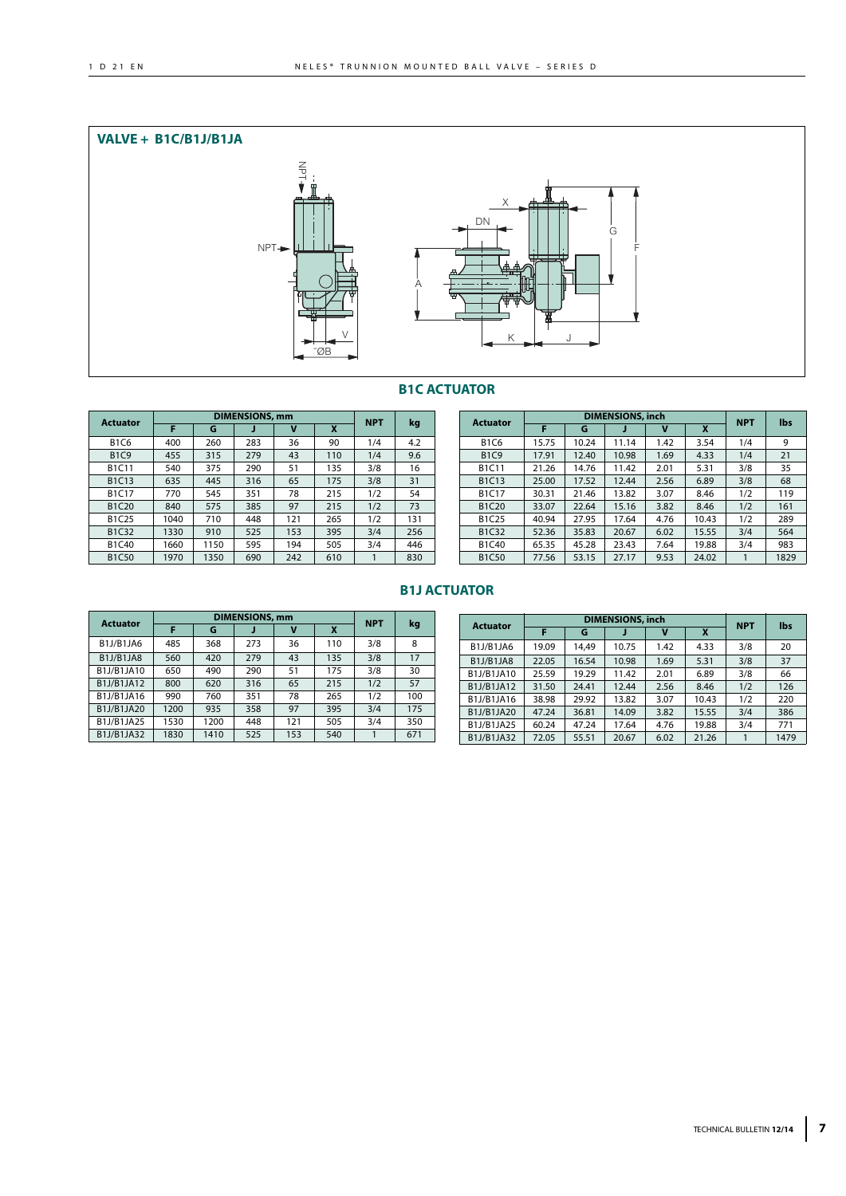## VALVE + B1C/B1J/B1JA

### B1C ACTUATOR

| Actuator | DIMENSIONS, mm | | | | | NPT | kg |
|---|---|---|---|---|---|---|---|
| | F | G | J | V | X | | |
| B1C6 | 400 | 260 | 283 | 36 | 90 | 1/4 | 4.2 |
| B1C9 | 455 | 315 | 279 | 43 | 110 | 1/4 | 9.6 |
| B1C11 | 540 | 375 | 290 | 51 | 135 | 3/8 | 16 |
| B1C13 | 635 | 445 | 316 | 65 | 175 | 3/8 | 31 |
| B1C17 | 770 | 545 | 351 | 78 | 215 | 1/2 | 54 |
| B1C20 | 840 | 575 | 385 | 97 | 215 | 1/2 | 73 |
| B1C25 | 1040 | 710 | 448 | 121 | 265 | 1/2 | 131 |
| B1C32 | 1330 | 910 | 525 | 153 | 395 | 3/4 | 256 |
| B1C40 | 1660 | 1150 | 595 | 194 | 505 | 3/4 | 446 |
| B1C50 | 1970 | 1350 | 690 | 242 | 610 | 1 | 830 |

| Actuator | DIMENSIONS, inch | | | | | NPT | lbs |
|---|---|---|---|---|---|---|---|
| | F | G | J | V | X | | |
| B1C6 | 15.75 | 10.24 | 11.14 | 1.42 | 3.54 | 1/4 | 9 |
| B1C9 | 17.91 | 12.40 | 10.98 | 1.69 | 4.33 | 1/4 | 21 |
| B1C11 | 21.26 | 14.76 | 11.42 | 2.01 | 5.31 | 3/8 | 35 |
| B1C13 | 25.00 | 17.52 | 12.44 | 2.56 | 6.89 | 3/8 | 68 |
| B1C17 | 30.31 | 21.46 | 13.82 | 3.07 | 8.46 | 1/2 | 119 |
| B1C20 | 33.07 | 22.64 | 15.16 | 3.82 | 8.46 | 1/2 | 161 |
| B1C25 | 40.94 | 27.95 | 17.64 | 4.76 | 10.43 | 1/2 | 289 |
| B1C32 | 52.36 | 35.83 | 20.67 | 6.02 | 15.55 | 3/4 | 564 |
| B1C40 | 65.35 | 45.28 | 23.43 | 7.64 | 19.88 | 3/4 | 983 |
| B1C50 | 77.56 | 53.15 | 27.17 | 9.53 | 24.02 | 1 | 1829 |

### B1J ACTUATOR

| Actuator | DIMENSIONS, mm | | | | | NPT | kg |
|---|---|---|---|---|---|---|---|
| | F | G | J | V | X | | |
| B1J/B1JA6 | 485 | 368 | 273 | 36 | 110 | 3/8 | 8 |
| B1J/B1JA8 | 560 | 420 | 279 | 43 | 135 | 3/8 | 17 |
| B1J/B1JA10 | 650 | 490 | 290 | 51 | 175 | 3/8 | 30 |
| B1J/B1JA12 | 800 | 620 | 316 | 65 | 215 | 1/2 | 57 |
| B1J/B1JA16 | 990 | 760 | 351 | 78 | 265 | 1/2 | 100 |
| B1J/B1JA20 | 1200 | 935 | 358 | 97 | 395 | 3/4 | 175 |
| B1J/B1JA25 | 1530 | 1200 | 448 | 121 | 505 | 3/4 | 350 |
| B1J/B1JA32 | 1830 | 1410 | 525 | 153 | 540 | 1 | 671 |

| Actuator | DIMENSIONS, inch | | | | | NPT | lbs |
|---|---|---|---|---|---|---|---|
| | F | G | J | V | X | | |
| B1J/B1JA6 | 19.09 | 14,49 | 10.75 | 1.42 | 4.33 | 3/8 | 20 |
| B1J/B1JA8 | 22.05 | 16.54 | 10.98 | 1.69 | 5.31 | 3/8 | 37 |
| B1J/B1JA10 | 25.59 | 19.29 | 11.42 | 2.01 | 6.89 | 3/8 | 66 |
| B1J/B1JA12 | 31.50 | 24.41 | 12.44 | 2.56 | 8.46 | 1/2 | 126 |
| B1J/B1JA16 | 38.98 | 29.92 | 13.82 | 3.07 | 10.43 | 1/2 | 220 |
| B1J/B1JA20 | 47.24 | 36.81 | 14.09 | 3.82 | 15.55 | 3/4 | 386 |
| B1J/B1JA25 | 60.24 | 47.24 | 17.64 | 4.76 | 19.88 | 3/4 | 771 |
| B1J/B1JA32 | 72.05 | 55.51 | 20.67 | 6.02 | 21.26 | 1 | 1479 |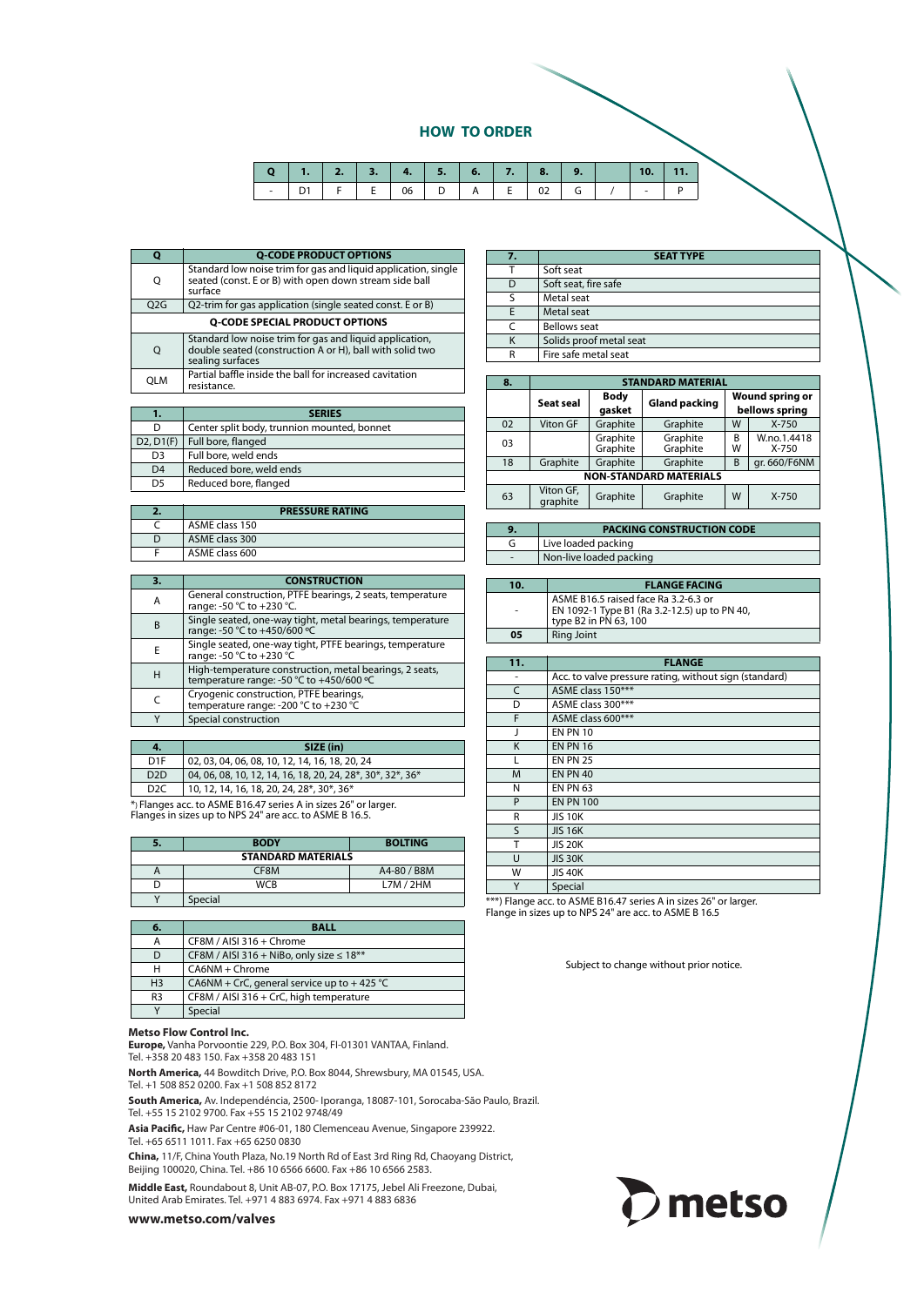## HOW TO ORDER

| Q | 1. | 2. | 3. | 4. | 5. | 6. | 7. | 8. | 9. | | 10. | 11. |
|---|---|---|---|---|---|---|---|---|---|---|---|---|
| - | D1 | F | E | 06 | D | A | E | 02 | G | / | - | P |

| Q | Q-CODE PRODUCT OPTIONS |
|---|---|
| Q | Standard low noise trim for gas and liquid application, single seated (const. E or B) with open down stream side ball surface |
| Q2G | Q2-trim for gas application (single seated const. E or B) |
| | **Q-CODE SPECIAL PRODUCT OPTIONS** |
| Q | Standard low noise trim for gas and liquid application, double seated (construction A or H), ball with solid two sealing surfaces |
| QLM | Partial baffle inside the ball for increased cavitation resistance. |

| 1. | SERIES |
|---|---|
| D | Center split body, trunnion mounted, bonnet |
| D2, D1(F) | Full bore, flanged |
| D3 | Full bore, weld ends |
| D4 | Reduced bore, weld ends |
| D5 | Reduced bore, flanged |

| 2. | PRESSURE RATING |
|---|---|
| C | ASME class 150 |
| D | ASME class 300 |
| F | ASME class 600 |

| 3. | CONSTRUCTION |
|---|---|
| A | General construction, PTFE bearings, 2 seats, temperature range: -50 °C to +230 °C. |
| B | Single seated, one-way tight, metal bearings, temperature range: -50 °C to +450/600 ºC |
| E | Single seated, one-way tight, PTFE bearings, temperature range: -50 °C to +230 °C |
| H | High-temperature construction, metal bearings, 2 seats, temperature range: -50 °C to +450/600 ºC |
| C | Cryogenic construction, PTFE bearings, temperature range: -200 °C to +230 °C |
| Y | Special construction |

| 4. | SIZE (in) |
|---|---|
| D1F | 02, 03, 04, 06, 08, 10, 12, 14, 16, 18, 20, 24 |
| D2D | 04, 06, 08, 10, 12, 14, 16, 18, 20, 24, 28*, 30*, 32*, 36* |
| D2C | 10, 12, 14, 16, 18, 20, 24, 28*, 30*, 36* |

*) Flanges acc. to ASME B16.47 series A in sizes 26" or larger.
Flanges in sizes up to NPS 24" are acc. to ASME B 16.5.

| 5. | BODY | BOLTING |
|---|---|---|
| | **STANDARD MATERIALS** | |
| A | CF8M | A4-80 / B8M |
| D | WCB | L7M / 2HM |
| Y | Special | |

| 6. | BALL |
|---|---|
| A | CF8M / AISI 316 + Chrome |
| D | CF8M / AISI 316 + NiBo, only size ≤ 18** |
| H | CA6NM + Chrome |
| H3 | CA6NM + CrC, general service up to + 425 °C |
| R3 | CF8M / AISI 316 + CrC, high temperature |
| Y | Special |

| 7. | SEAT TYPE |
|---|---|
| T | Soft seat |
| D | Soft seat, fire safe |
| S | Metal seat |
| E | Metal seat |
| C | Bellows seat |
| K | Solids proof metal seat |
| R | Fire safe metal seat |

| 8. | STANDARD MATERIAL | | | | |
|---|---|---|---|---|---|
| | Seat seal | Body gasket | Gland packing | Wound spring or bellows spring | |
| 02 | Viton GF | Graphite | Graphite | W | X-750 |
| 03 | | Graphite<br>Graphite | Graphite<br>Graphite | B<br>W | W.no.1.4418<br>X-750 |
| 18 | Graphite | Graphite | Graphite | B | gr. 660/F6NM |
| | **NON-STANDARD MATERIALS** | | | | |
| 63 | Viton GF, graphite | Graphite | Graphite | W | X-750 |

| 9. | PACKING CONSTRUCTION CODE |
|---|---|
| G | Live loaded packing |
| - | Non-live loaded packing |

| 10. | FLANGE FACING |
|---|---|
| - | ASME B16.5 raised face Ra 3.2-6.3 or EN 1092-1 Type B1 (Ra 3.2-12.5) up to PN 40, type B2 in PN 63, 100 |
| 05 | Ring Joint |

| 11. | FLANGE |
|---|---|
| - | Acc. to valve pressure rating, without sign (standard) |
| C | ASME class 150*** |
| D | ASME class 300*** |
| F | ASME class 600*** |
| J | EN PN 10 |
| K | EN PN 16 |
| L | EN PN 25 |
| M | EN PN 40 |
| N | EN PN 63 |
| P | EN PN 100 |
| R | JIS 10K |
| S | JIS 16K |
| T | JIS 20K |
| U | JIS 30K |
| W | JIS 40K |
| Y | Special |

***) Flange acc. to ASME B16.47 series A in sizes 26" or larger.
Flange in sizes up to NPS 24" are acc. to ASME B 16.5

Subject to change without prior notice.

**Metso Flow Control Inc.**

**Europe,** Vanha Porvoontie 229, P.O. Box 304, FI-01301 VANTAA, Finland.
Tel. +358 20 483 150. Fax +358 20 483 151

**North America,** 44 Bowditch Drive, P.O. Box 8044, Shrewsbury, MA 01545, USA.
Tel. +1 508 852 0200. Fax +1 508 852 8172

**South America,** Av. Independência, 2500- Iporanga, 18087-101, Sorocaba-São Paulo, Brazil.
Tel. +55 15 2102 9700. Fax +55 15 2102 9748/49

**Asia Pacific,** Haw Par Centre #06-01, 180 Clemenceau Avenue, Singapore 239922.
Tel. +65 6511 1011. Fax +65 6250 0830

**China,** 11/F, China Youth Plaza, No.19 North Rd of East 3rd Ring Rd, Chaoyang District, Beijing 100020, China. Tel. +86 10 6566 6600. Fax +86 10 6566 2583.

**Middle East,** Roundabout 8, Unit AB-07, P.O. Box 17175, Jebel Ali Freezone, Dubai, United Arab Emirates. Tel. +971 4 883 6974. Fax +971 4 883 6836

**www.metso.com/valves**

metso